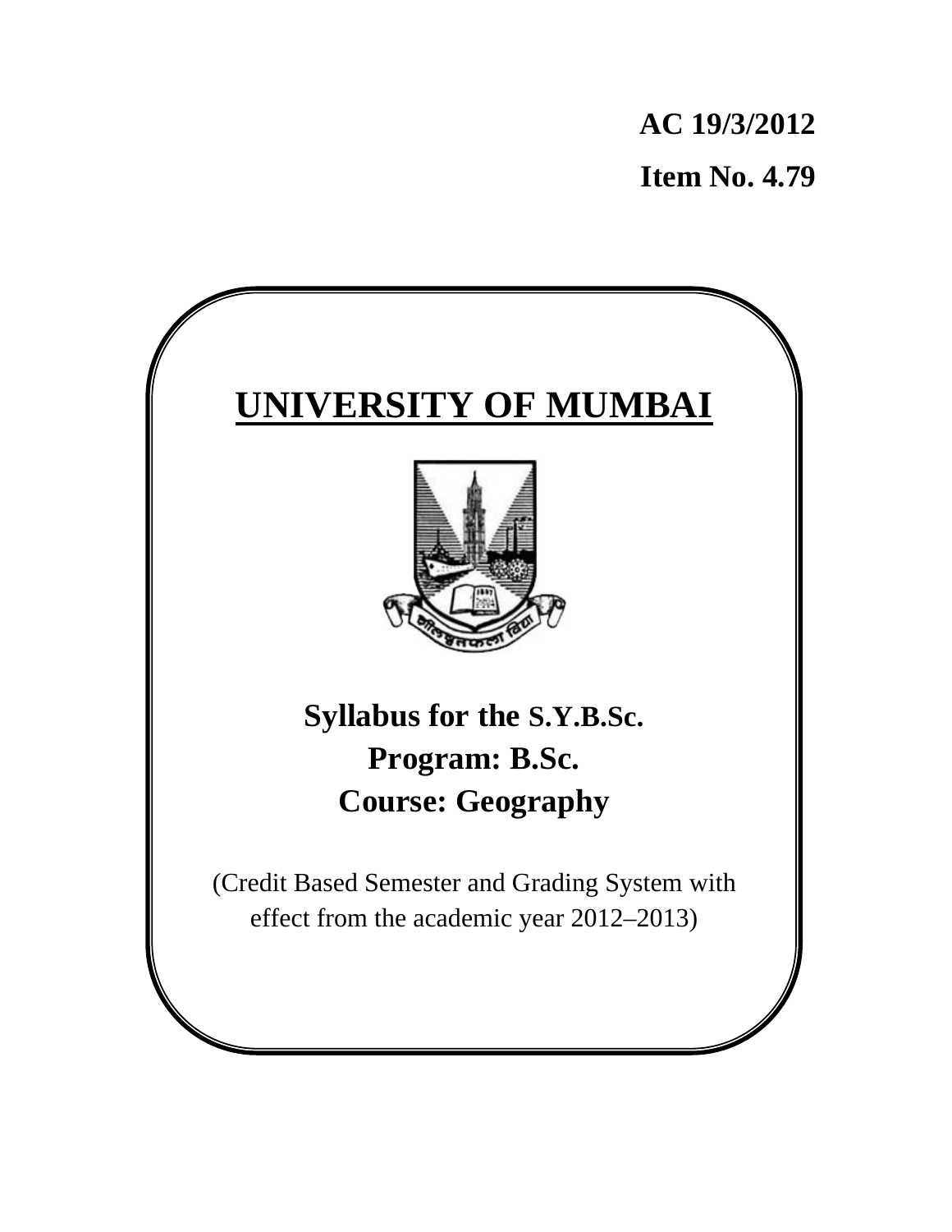**AC 19/3/2012**

**Item No. 4.79**

# UNIVERSITY OF MUMBAI

## Syllabus for the S.Y.B.Sc.
## Program: B.Sc.
## Course: Geography

(Credit Based Semester and Grading System with effect from the academic year 2012–2013)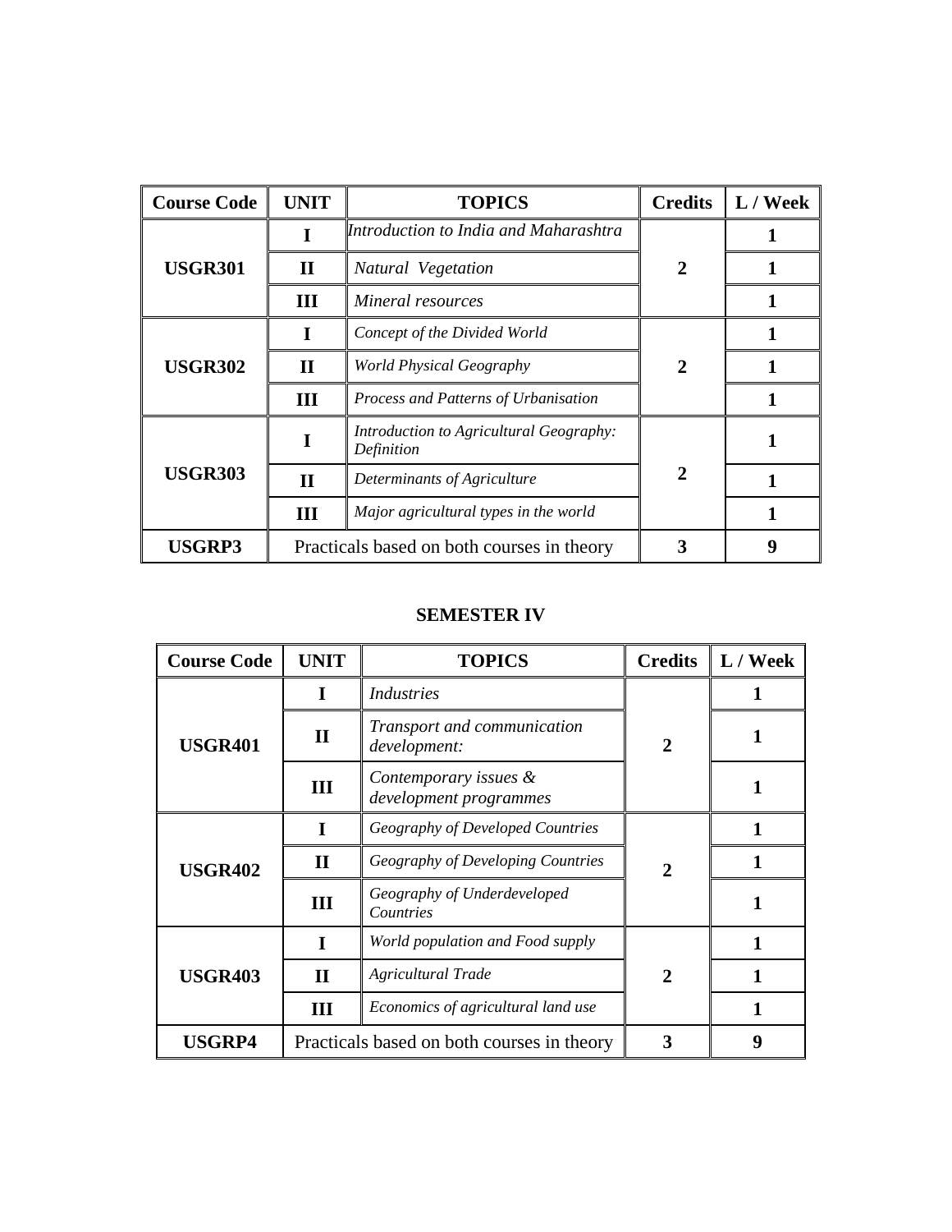| Course Code | UNIT | TOPICS | Credits | L / Week |
|---|---|---|---|---|
| **USGR301** | **I** | *Introduction to India and Maharashtra* | **2** | **1** |
| | **II** | *Natural Vegetation* | | **1** |
| | **III** | *Mineral resources* | | **1** |
| **USGR302** | **I** | *Concept of the Divided World* | **2** | **1** |
| | **II** | *World Physical Geography* | | **1** |
| | **III** | *Process and Patterns of Urbanisation* | | **1** |
| **USGR303** | **I** | *Introduction to Agricultural Geography: Definition* | **2** | **1** |
| | **II** | *Determinants of Agriculture* | | **1** |
| | **III** | *Major agricultural types in the world* | | **1** |
| **USGRP3** | Practicals based on both courses in theory | | **3** | **9** |

**SEMESTER IV**

| Course Code | UNIT | TOPICS | Credits | L / Week |
|---|---|---|---|---|
| **USGR401** | **I** | *Industries* | **2** | **1** |
| | **II** | *Transport and communication development:* | | **1** |
| | **III** | *Contemporary issues & development programmes* | | **1** |
| **USGR402** | **I** | *Geography of Developed Countries* | **2** | **1** |
| | **II** | *Geography of Developing Countries* | | **1** |
| | **III** | *Geography of Underdeveloped Countries* | | **1** |
| **USGR403** | **I** | *World population and Food supply* | **2** | **1** |
| | **II** | *Agricultural Trade* | | **1** |
| | **III** | *Economics of agricultural land use* | | **1** |
| **USGRP4** | Practicals based on both courses in theory | | **3** | **9** |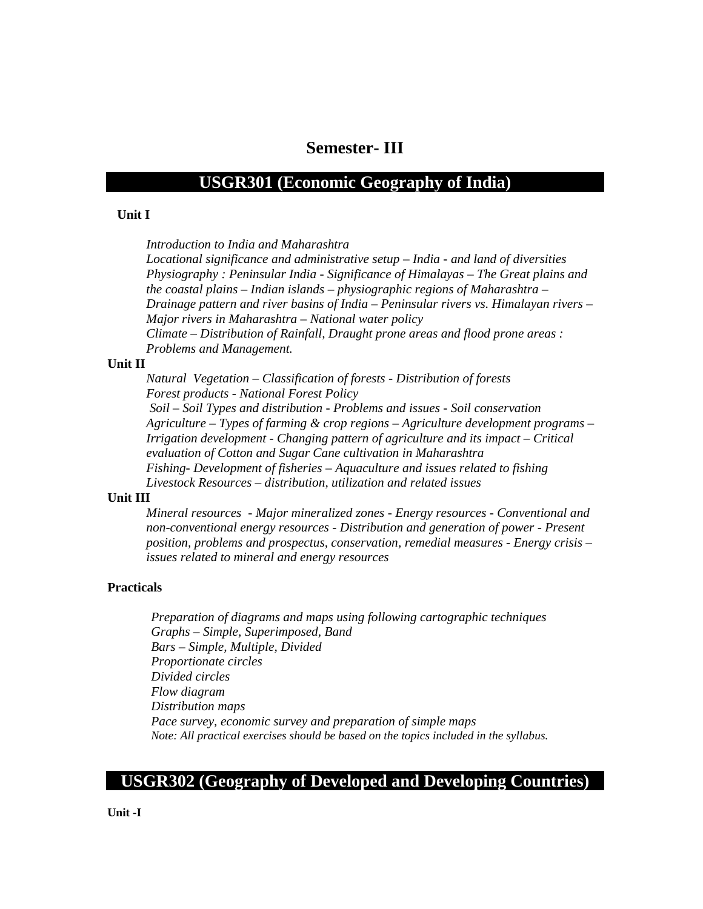# Semester- III

## USGR301 (Economic Geography of India)

**Unit I**

*Introduction to India and Maharashtra*
*Locational significance and administrative setup – India - and land of diversities*
*Physiography : Peninsular India - Significance of Himalayas – The Great plains and the coastal plains – Indian islands – physiographic regions of Maharashtra – Drainage pattern and river basins of India – Peninsular rivers vs. Himalayan rivers – Major rivers in Maharashtra – National water policy*
*Climate – Distribution of Rainfall, Draught prone areas and flood prone areas : Problems and Management.*

**Unit II**

*Natural Vegetation – Classification of forests - Distribution of forests*
*Forest products - National Forest Policy*
*Soil – Soil Types and distribution - Problems and issues - Soil conservation*
*Agriculture – Types of farming & crop regions – Agriculture development programs – Irrigation development - Changing pattern of agriculture and its impact – Critical evaluation of Cotton and Sugar Cane cultivation in Maharashtra*
*Fishing- Development of fisheries – Aquaculture and issues related to fishing*
*Livestock Resources – distribution, utilization and related issues*

**Unit III**

*Mineral resources - Major mineralized zones - Energy resources - Conventional and non-conventional energy resources - Distribution and generation of power - Present position, problems and prospectus, conservation, remedial measures - Energy crisis – issues related to mineral and energy resources*

**Practicals**

*Preparation of diagrams and maps using following cartographic techniques*
*Graphs – Simple, Superimposed, Band*
*Bars – Simple, Multiple, Divided*
*Proportionate circles*
*Divided circles*
*Flow diagram*
*Distribution maps*
*Pace survey, economic survey and preparation of simple maps*
*Note: All practical exercises should be based on the topics included in the syllabus.*

## USGR302 (Geography of Developed and Developing Countries)

**Unit -I**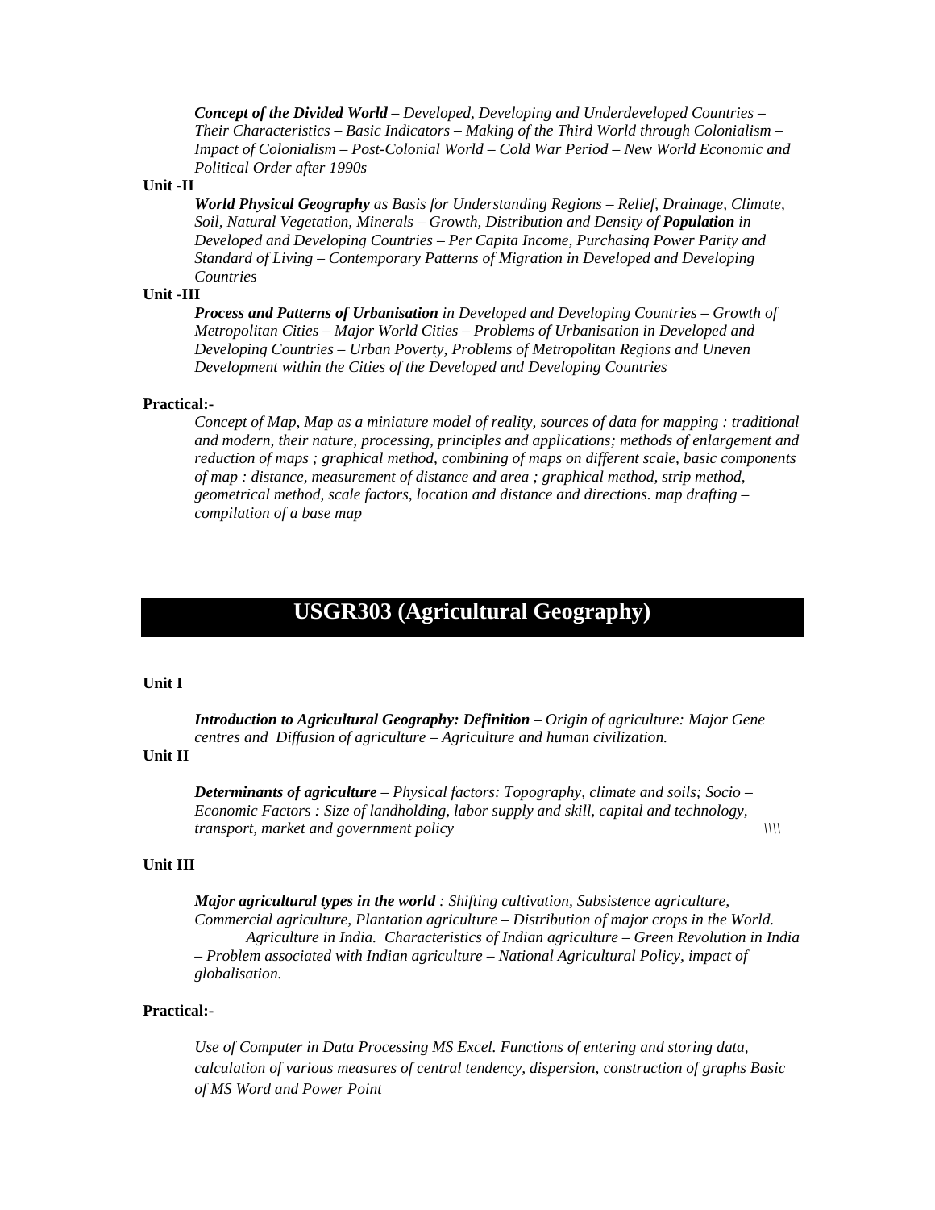***Concept of the Divided World** – Developed, Developing and Underdeveloped Countries – Their Characteristics – Basic Indicators – Making of the Third World through Colonialism – Impact of Colonialism – Post-Colonial World – Cold War Period – New World Economic and Political Order after 1990s*

**Unit -II**

***World Physical Geography** as Basis for Understanding Regions – Relief, Drainage, Climate, Soil, Natural Vegetation, Minerals – Growth, Distribution and Density of **Population** in Developed and Developing Countries – Per Capita Income, Purchasing Power Parity and Standard of Living – Contemporary Patterns of Migration in Developed and Developing Countries*

**Unit -III**

***Process and Patterns of Urbanisation** in Developed and Developing Countries – Growth of Metropolitan Cities – Major World Cities – Problems of Urbanisation in Developed and Developing Countries – Urban Poverty, Problems of Metropolitan Regions and Uneven Development within the Cities of the Developed and Developing Countries*

**Practical:-**

*Concept of Map, Map as a miniature model of reality, sources of data for mapping : traditional and modern, their nature, processing, principles and applications; methods of enlargement and reduction of maps ; graphical method, combining of maps on different scale, basic components of map : distance, measurement of distance and area ; graphical method, strip method, geometrical method, scale factors, location and distance and directions. map drafting – compilation of a base map*

# USGR303 (Agricultural Geography)

**Unit I**

***Introduction to Agricultural Geography: Definition** – Origin of agriculture: Major Gene centres and Diffusion of agriculture – Agriculture and human civilization.*

**Unit II**

***Determinants of agriculture** – Physical factors: Topography, climate and soils; Socio – Economic Factors : Size of landholding, labor supply and skill, capital and technology, transport, market and government policy* \\\\

**Unit III**

***Major agricultural types in the world** : Shifting cultivation, Subsistence agriculture, Commercial agriculture, Plantation agriculture – Distribution of major crops in the World.*
*Agriculture in India. Characteristics of Indian agriculture – Green Revolution in India – Problem associated with Indian agriculture – National Agricultural Policy, impact of globalisation.*

**Practical:-**

*Use of Computer in Data Processing MS Excel. Functions of entering and storing data, calculation of various measures of central tendency, dispersion, construction of graphs Basic of MS Word and Power Point*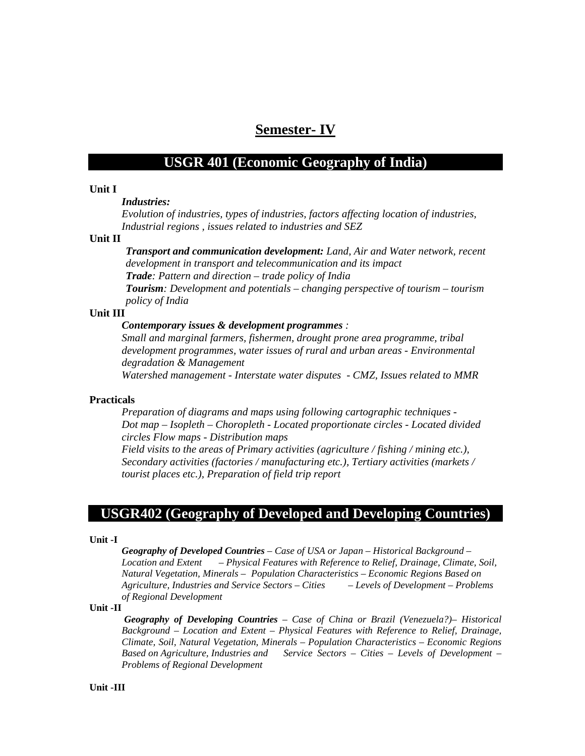# Semester- IV

## USGR 401 (Economic Geography of India)

**Unit I**

***Industries:***

*Evolution of industries, types of industries, factors affecting location of industries, Industrial regions , issues related to industries and SEZ*

**Unit II**

***Transport and communication development:*** *Land, Air and Water network, recent development in transport and telecommunication and its impact*

***Trade****: Pattern and direction – trade policy of India*

***Tourism****: Development and potentials – changing perspective of tourism – tourism policy of India*

**Unit III**

***Contemporary issues & development programmes*** *:*

*Small and marginal farmers, fishermen, drought prone area programme, tribal development programmes, water issues of rural and urban areas - Environmental degradation & Management*

*Watershed management - Interstate water disputes - CMZ, Issues related to MMR*

**Practicals**

*Preparation of diagrams and maps using following cartographic techniques - Dot map – Isopleth – Choropleth - Located proportionate circles - Located divided circles Flow maps - Distribution maps*

*Field visits to the areas of Primary activities (agriculture / fishing / mining etc.), Secondary activities (factories / manufacturing etc.), Tertiary activities (markets / tourist places etc.), Preparation of field trip report*

## USGR402 (Geography of Developed and Developing Countries)

**Unit -I**

***Geography of Developed Countries*** *– Case of USA or Japan – Historical Background – Location and Extent – Physical Features with Reference to Relief, Drainage, Climate, Soil, Natural Vegetation, Minerals – Population Characteristics – Economic Regions Based on Agriculture, Industries and Service Sectors – Cities – Levels of Development – Problems of Regional Development*

**Unit -II**

***Geography of Developing Countries*** *– Case of China or Brazil (Venezuela?)– Historical Background – Location and Extent – Physical Features with Reference to Relief, Drainage, Climate, Soil, Natural Vegetation, Minerals – Population Characteristics – Economic Regions Based on Agriculture, Industries and Service Sectors – Cities – Levels of Development – Problems of Regional Development*

**Unit -III**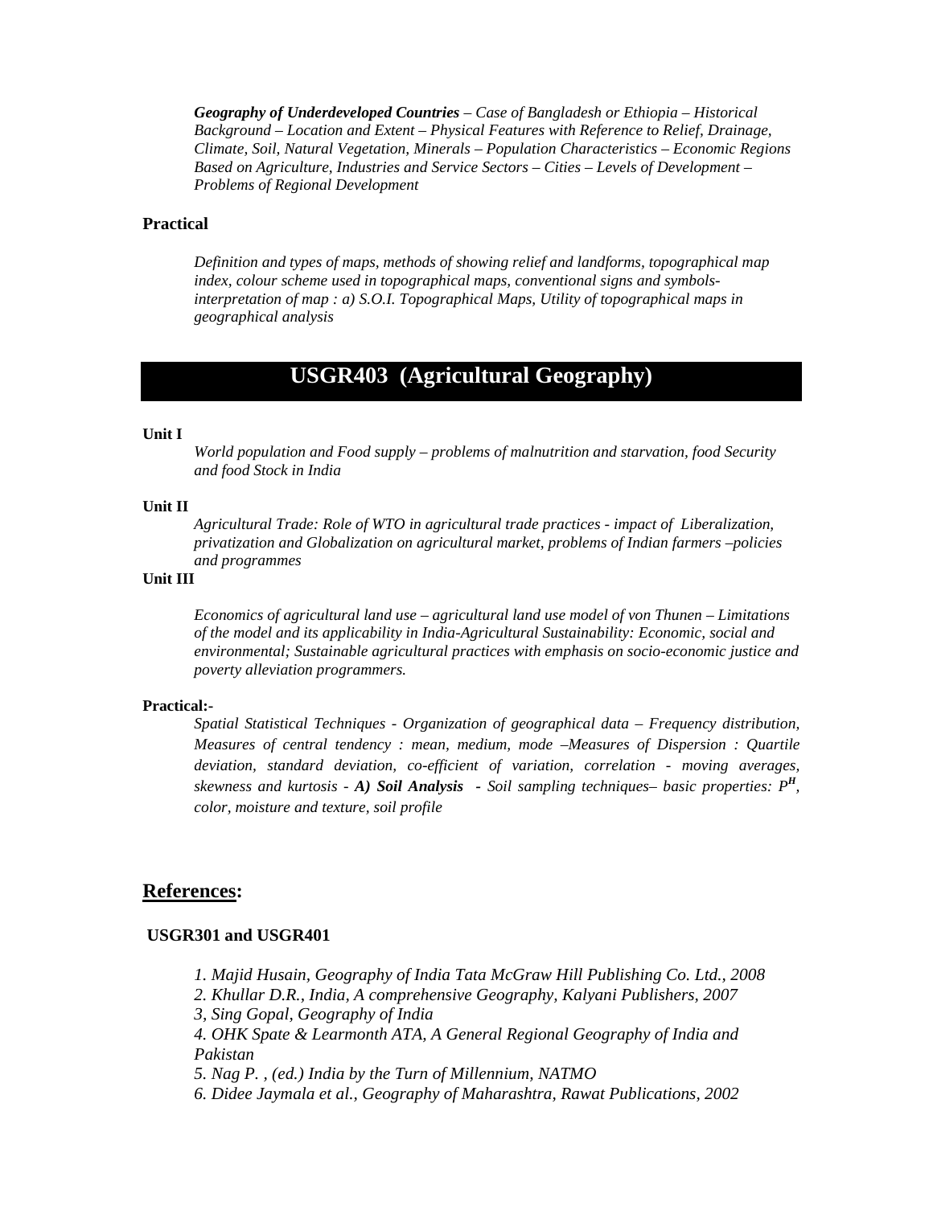***Geography of Underdeveloped Countries*** *– Case of Bangladesh or Ethiopia – Historical Background – Location and Extent – Physical Features with Reference to Relief, Drainage, Climate, Soil, Natural Vegetation, Minerals – Population Characteristics – Economic Regions Based on Agriculture, Industries and Service Sectors – Cities – Levels of Development – Problems of Regional Development*

### Practical

*Definition and types of maps, methods of showing relief and landforms, topographical map index, colour scheme used in topographical maps, conventional signs and symbols- interpretation of map : a) S.O.I. Topographical Maps, Utility of topographical maps in geographical analysis*

## USGR403 (Agricultural Geography)

**Unit I**

*World population and Food supply – problems of malnutrition and starvation, food Security and food Stock in India*

**Unit II**

*Agricultural Trade: Role of WTO in agricultural trade practices - impact of Liberalization, privatization and Globalization on agricultural market, problems of Indian farmers –policies and programmes*

**Unit III**

*Economics of agricultural land use – agricultural land use model of von Thunen – Limitations of the model and its applicability in India-Agricultural Sustainability: Economic, social and environmental; Sustainable agricultural practices with emphasis on socio-economic justice and poverty alleviation programmers.*

**Practical:-**

*Spatial Statistical Techniques - Organization of geographical data – Frequency distribution, Measures of central tendency : mean, medium, mode –Measures of Dispersion : Quartile deviation, standard deviation, co-efficient of variation, correlation - moving averages, skewness and kurtosis -* ***A) Soil Analysis*** *- Soil sampling techniques– basic properties: $P^H$, color, moisture and texture, soil profile*

## References:

**USGR301 and USGR401**

*1. Majid Husain, Geography of India Tata McGraw Hill Publishing Co. Ltd., 2008*
*2. Khullar D.R., India, A comprehensive Geography, Kalyani Publishers, 2007*
*3, Sing Gopal, Geography of India*
*4. OHK Spate & Learmonth ATA, A General Regional Geography of India and Pakistan*
*5. Nag P. , (ed.) India by the Turn of Millennium, NATMO*
*6. Didee Jaymala et al., Geography of Maharashtra, Rawat Publications, 2002*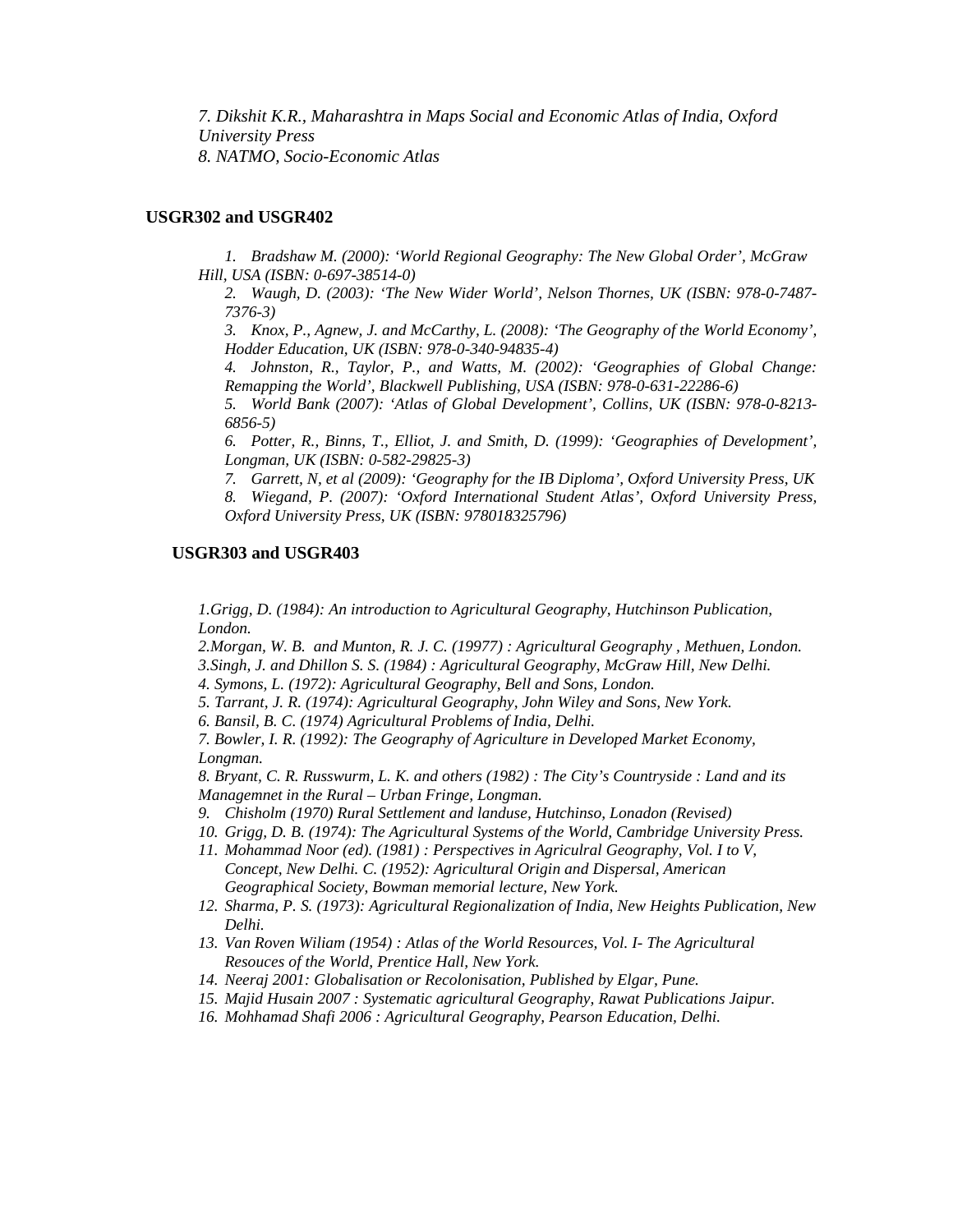*7. Dikshit K.R., Maharashtra in Maps Social and Economic Atlas of India, Oxford University Press*
*8. NATMO, Socio-Economic Atlas*

**USGR302 and USGR402**

1. *Bradshaw M. (2000): 'World Regional Geography: The New Global Order', McGraw Hill, USA (ISBN: 0-697-38514-0)*
2. *Waugh, D. (2003): 'The New Wider World', Nelson Thornes, UK (ISBN: 978-0-7487-7376-3)*
3. *Knox, P., Agnew, J. and McCarthy, L. (2008): 'The Geography of the World Economy', Hodder Education, UK (ISBN: 978-0-340-94835-4)*
4. *Johnston, R., Taylor, P., and Watts, M. (2002): 'Geographies of Global Change: Remapping the World', Blackwell Publishing, USA (ISBN: 978-0-631-22286-6)*
5. *World Bank (2007): 'Atlas of Global Development', Collins, UK (ISBN: 978-0-8213-6856-5)*
6. *Potter, R., Binns, T., Elliot, J. and Smith, D. (1999): 'Geographies of Development', Longman, UK (ISBN: 0-582-29825-3)*
7. *Garrett, N, et al (2009): 'Geography for the IB Diploma', Oxford University Press, UK*
8. *Wiegand, P. (2007): 'Oxford International Student Atlas', Oxford University Press, Oxford University Press, UK (ISBN: 978018325796)*

**USGR303 and USGR403**

1. *Grigg, D. (1984): An introduction to Agricultural Geography, Hutchinson Publication, London.*
2. *Morgan, W. B. and Munton, R. J. C. (19977) : Agricultural Geography , Methuen, London.*
3. *Singh, J. and Dhillon S. S. (1984) : Agricultural Geography, McGraw Hill, New Delhi.*
4. *Symons, L. (1972): Agricultural Geography, Bell and Sons, London.*
5. *Tarrant, J. R. (1974): Agricultural Geography, John Wiley and Sons, New York.*
6. *Bansil, B. C. (1974) Agricultural Problems of India, Delhi.*
7. *Bowler, I. R. (1992): The Geography of Agriculture in Developed Market Economy, Longman.*
8. *Bryant, C. R. Russwurm, L. K. and others (1982) : The City's Countryside : Land and its Managemnet in the Rural – Urban Fringe, Longman.*
9. *Chisholm (1970) Rural Settlement and landuse, Hutchinso, Lonadon (Revised)*
10. *Grigg, D. B. (1974): The Agricultural Systems of the World, Cambridge University Press.*
11. *Mohammad Noor (ed). (1981) : Perspectives in Agriculral Geography, Vol. I to V, Concept, New Delhi. C. (1952): Agricultural Origin and Dispersal, American Geographical Society, Bowman memorial lecture, New York.*
12. *Sharma, P. S. (1973): Agricultural Regionalization of India, New Heights Publication, New Delhi.*
13. *Van Roven Wiliam (1954) : Atlas of the World Resources, Vol. I- The Agricultural Resouces of the World, Prentice Hall, New York.*
14. *Neeraj 2001: Globalisation or Recolonisation, Published by Elgar, Pune.*
15. *Majid Husain 2007 : Systematic agricultural Geography, Rawat Publications Jaipur.*
16. *Mohhamad Shafi 2006 : Agricultural Geography, Pearson Education, Delhi.*